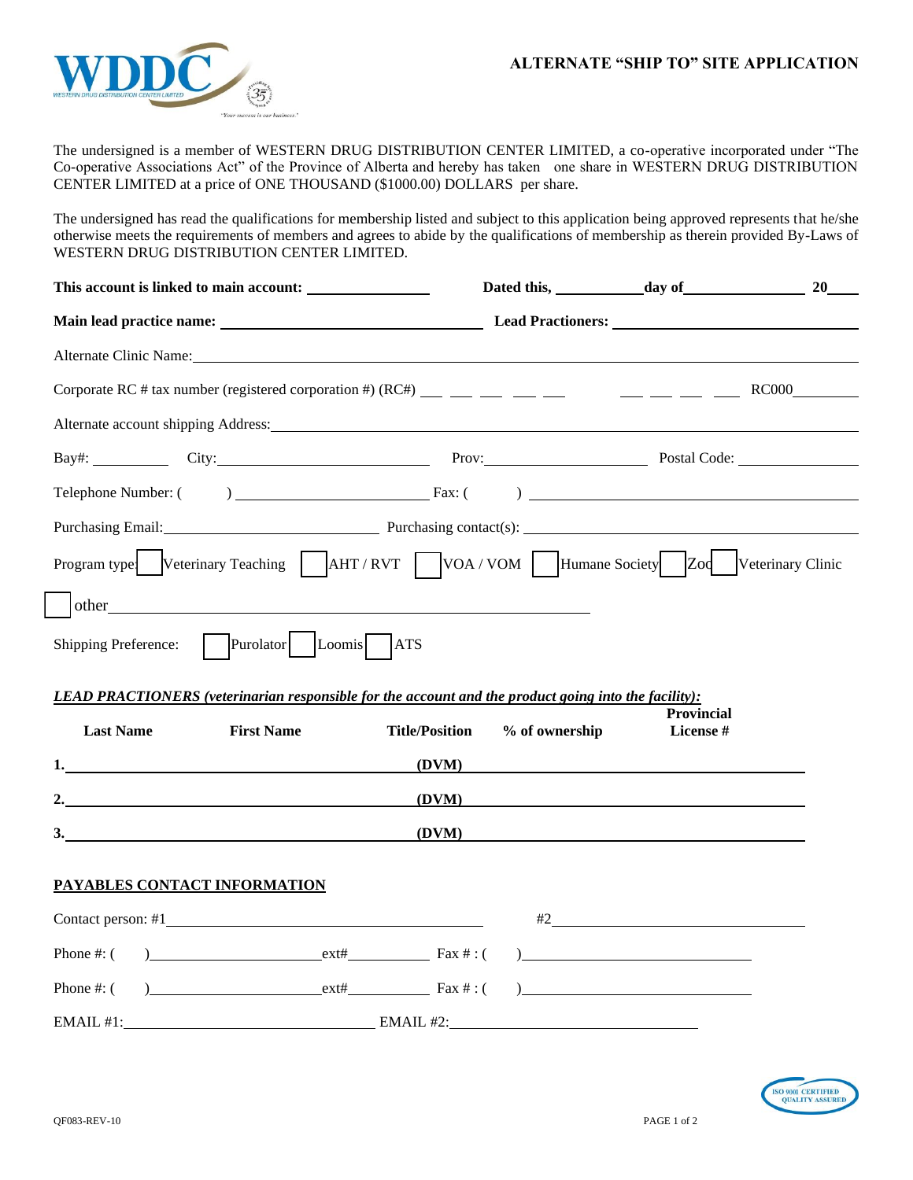# ALTERNATE "SHIP TO" SITE APPLICATION

The undersigned is a member of WESTERN DRUG DISTRIBUTION CENTER LIMITED, a co-operative incorporated under "The Co-operative Associations Act" of the Province of Alberta and hereby has taken one share in WESTERN DRUG DISTRIBUTION CENTER LIMITED at a price of ONE THOUSAND ($1000.00) DOLLARS per share.

The undersigned has read the qualifications for membership listed and subject to this application being approved represents that he/she otherwise meets the requirements of members and agrees to abide by the qualifications of membership as therein provided By-Laws of WESTERN DRUG DISTRIBUTION CENTER LIMITED.

**This account is linked to main account:** ______________ **Dated this,** __________ **day of** ______________ **20**____

**Main lead practice name:** ______________________________ **Lead Practioners:** ______________________________

Alternate Clinic Name: ____________________________________________________________

Corporate RC # tax number (registered corporation #) (RC#) ___ ___ ___ ___ ___ ___ ___ ___ ___ RC000________

Alternate account shipping Address: ____________________________________________________________

Bay#: ________ City: ______________________ Prov: __________________ Postal Code: ______________

Telephone Number: ( ) ______________________ Fax: ( ) ______________________________

Purchasing Email: ______________________ Purchasing contact(s): ______________________________

Program type: ☐ Veterinary Teaching ☐ AHT / RVT ☐ VOA / VOM ☐ Humane Society ☐ Zoo ☐ Veterinary Clinic

☐ other ______________________________________________

Shipping Preference: ☐ Purolator ☐ Loomis ☐ ATS

***LEAD PRACTIONERS (veterinarian responsible for the account and the product going into the facility):***

| | Last Name | First Name | Title/Position | % of ownership | Provincial License # |
|---|---|---|---|---|---|
| 1. | | | (DVM) | | |
| 2. | | | (DVM) | | |
| 3. | | | (DVM) | | |

**PAYABLES CONTACT INFORMATION**

Contact person: #1 ______________________________ #2 ______________________________

Phone #: ( ) ______________ ext# ________ Fax # : ( ) ______________________

Phone #: ( ) ______________ ext# ________ Fax # : ( ) ______________________

EMAIL #1: ______________________________ EMAIL #2: ______________________________

QF083-REV-10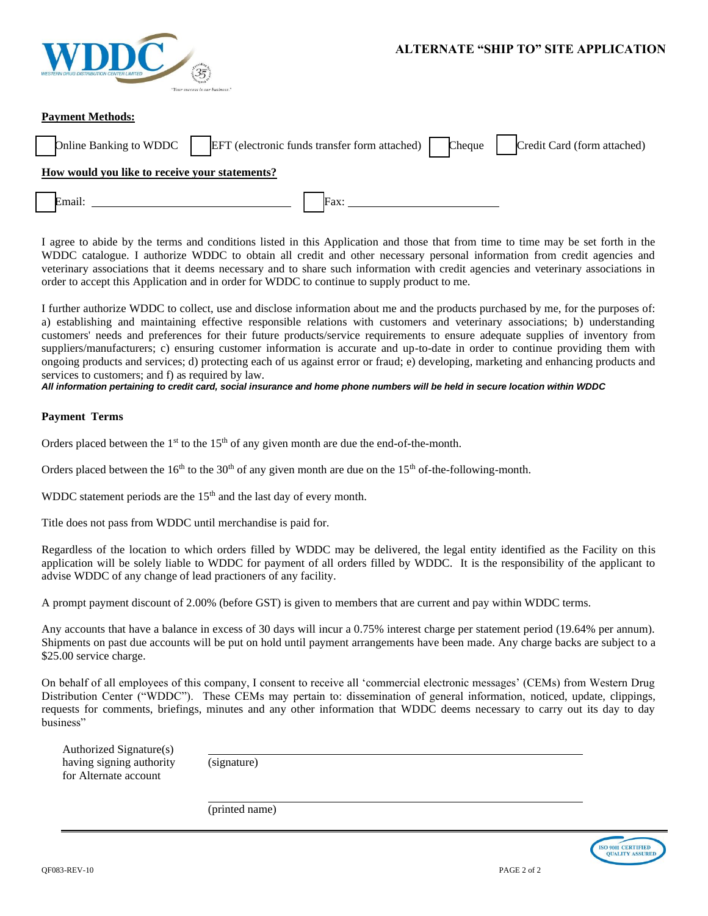# ALTERNATE "SHIP TO" SITE APPLICATION

**Payment Methods:**

☐ Online Banking to WDDC ☐ EFT (electronic funds transfer form attached) ☐ Cheque ☐ Credit Card (form attached)

**How would you like to receive your statements?**

☐ Email: ______________________ ☐ Fax: ______________________

I agree to abide by the terms and conditions listed in this Application and those that from time to time may be set forth in the WDDC catalogue. I authorize WDDC to obtain all credit and other necessary personal information from credit agencies and veterinary associations that it deems necessary and to share such information with credit agencies and veterinary associations in order to accept this Application and in order for WDDC to continue to supply product to me.

I further authorize WDDC to collect, use and disclose information about me and the products purchased by me, for the purposes of: a) establishing and maintaining effective responsible relations with customers and veterinary associations; b) understanding customers' needs and preferences for their future products/service requirements to ensure adequate supplies of inventory from suppliers/manufacturers; c) ensuring customer information is accurate and up-to-date in order to continue providing them with ongoing products and services; d) protecting each of us against error or fraud; e) developing, marketing and enhancing products and services to customers; and f) as required by law.

***All information pertaining to credit card, social insurance and home phone numbers will be held in secure location within WDDC***

**Payment Terms**

Orders placed between the 1st to the 15th of any given month are due the end-of-the-month.

Orders placed between the 16th to the 30th of any given month are due on the 15th of-the-following-month.

WDDC statement periods are the 15th and the last day of every month.

Title does not pass from WDDC until merchandise is paid for.

Regardless of the location to which orders filled by WDDC may be delivered, the legal entity identified as the Facility on this application will be solely liable to WDDC for payment of all orders filled by WDDC. It is the responsibility of the applicant to advise WDDC of any change of lead practioners of any facility.

A prompt payment discount of 2.00% (before GST) is given to members that are current and pay within WDDC terms.

Any accounts that have a balance in excess of 30 days will incur a 0.75% interest charge per statement period (19.64% per annum). Shipments on past due accounts will be put on hold until payment arrangements have been made. Any charge backs are subject to a $25.00 service charge.

On behalf of all employees of this company, I consent to receive all 'commercial electronic messages' (CEMs) from Western Drug Distribution Center ("WDDC"). These CEMs may pertain to: dissemination of general information, noticed, update, clippings, requests for comments, briefings, minutes and any other information that WDDC deems necessary to carry out its day to day business"

Authorized Signature(s) having signing authority for Alternate account

______________________________________
(signature)

______________________________________
(printed name)

QF083-REV-10